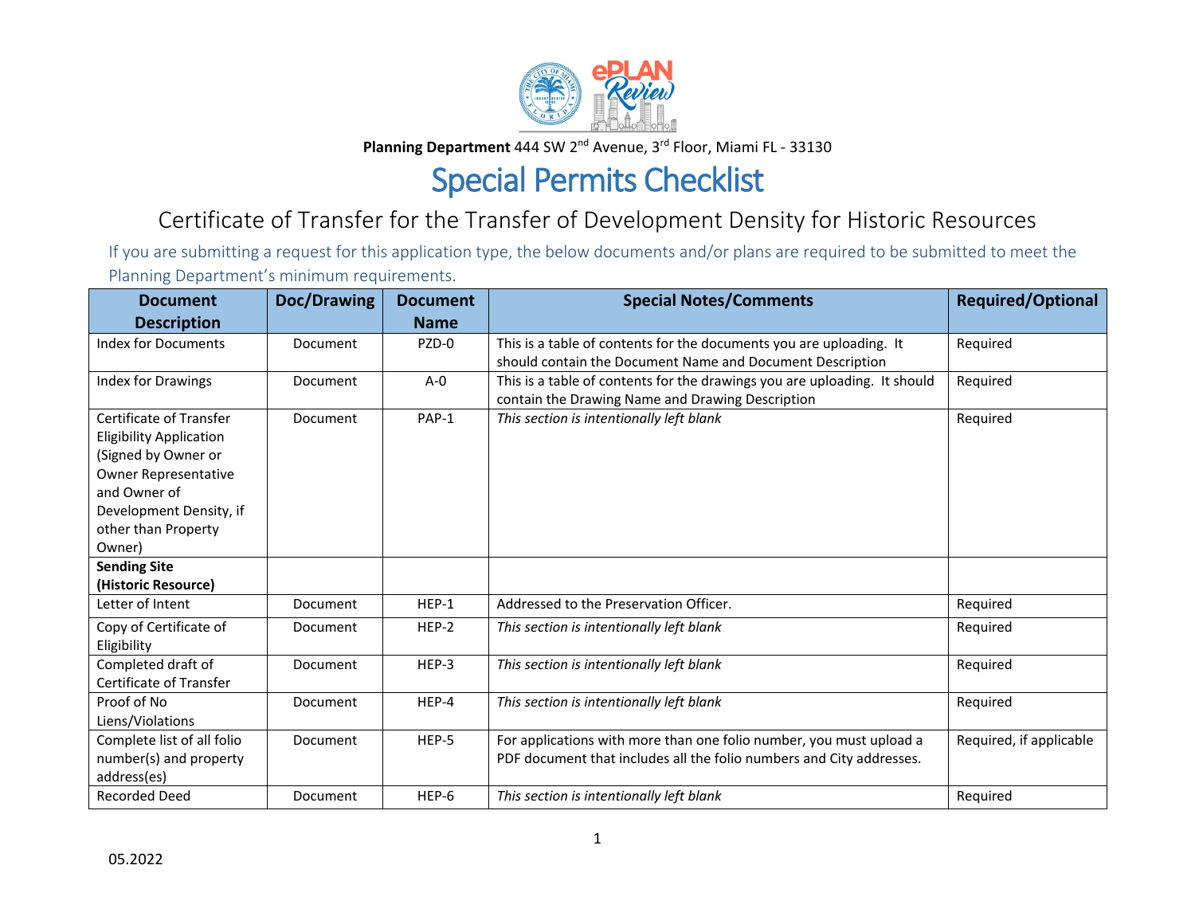**Planning Department** 444 SW 2nd Avenue, 3rd Floor, Miami FL - 33130

# Special Permits Checklist

## Certificate of Transfer for the Transfer of Development Density for Historic Resources

If you are submitting a request for this application type, the below documents and/or plans are required to be submitted to meet the Planning Department's minimum requirements.

| Document Description | Doc/Drawing | Document Name | Special Notes/Comments | Required/Optional |
|---|---|---|---|---|
| Index for Documents | Document | PZD-0 | This is a table of contents for the documents you are uploading. It should contain the Document Name and Document Description | Required |
| Index for Drawings | Document | A-0 | This is a table of contents for the drawings you are uploading. It should contain the Drawing Name and Drawing Description | Required |
| Certificate of Transfer Eligibility Application (Signed by Owner or Owner Representative and Owner of Development Density, if other than Property Owner) | Document | PAP-1 | *This section is intentionally left blank* | Required |
| **Sending Site (Historic Resource)** | | | | |
| Letter of Intent | Document | HEP-1 | Addressed to the Preservation Officer. | Required |
| Copy of Certificate of Eligibility | Document | HEP-2 | *This section is intentionally left blank* | Required |
| Completed draft of Certificate of Transfer | Document | HEP-3 | *This section is intentionally left blank* | Required |
| Proof of No Liens/Violations | Document | HEP-4 | *This section is intentionally left blank* | Required |
| Complete list of all folio number(s) and property address(es) | Document | HEP-5 | For applications with more than one folio number, you must upload a PDF document that includes all the folio numbers and City addresses. | Required, if applicable |
| Recorded Deed | Document | HEP-6 | *This section is intentionally left blank* | Required |

05.2022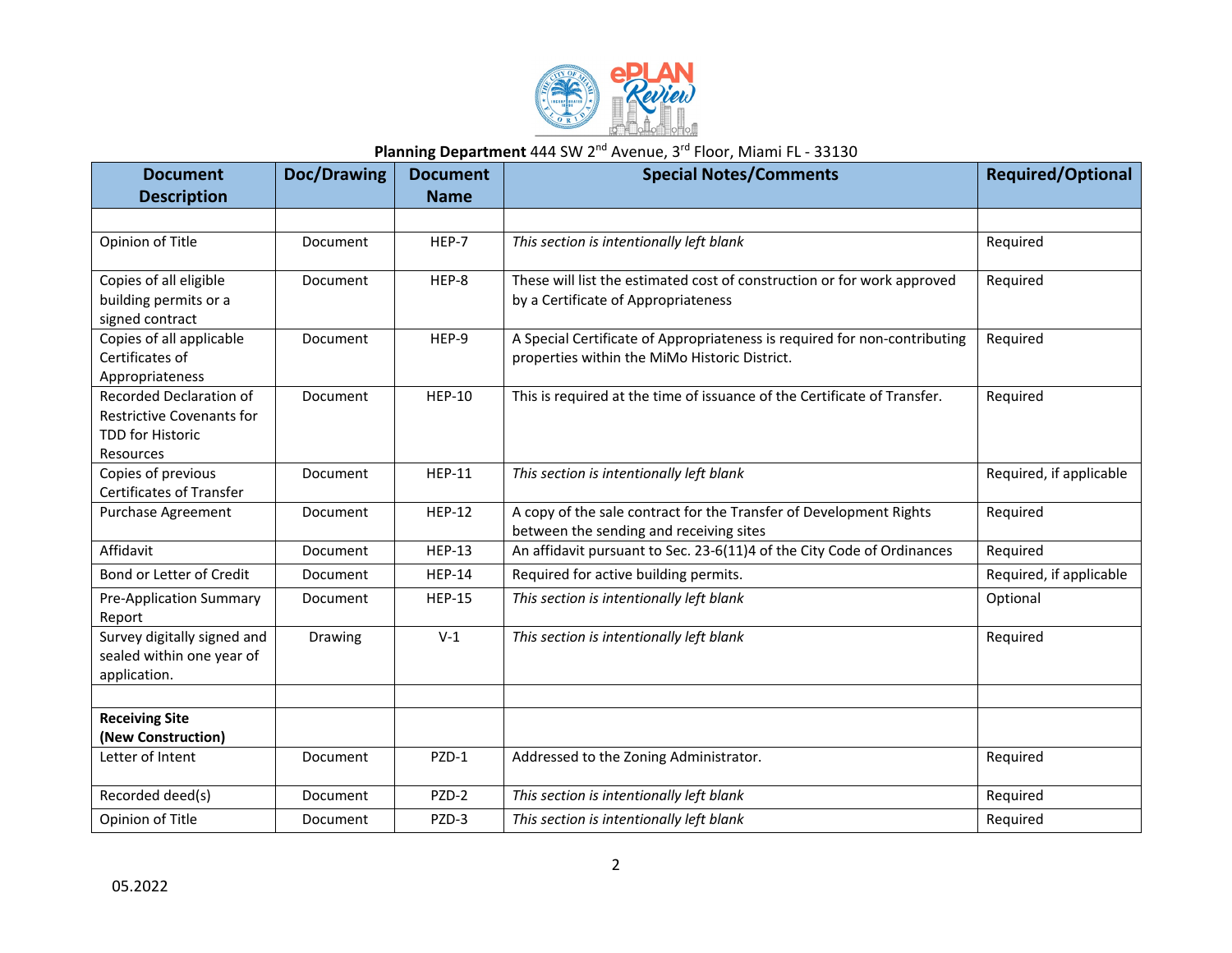**Planning Department** 444 SW 2nd Avenue, 3rd Floor, Miami FL - 33130

| Document Description | Doc/Drawing | Document Name | Special Notes/Comments | Required/Optional |
|---|---|---|---|---|
| | | | | |
| Opinion of Title | Document | HEP-7 | *This section is intentionally left blank* | Required |
| Copies of all eligible building permits or a signed contract | Document | HEP-8 | These will list the estimated cost of construction or for work approved by a Certificate of Appropriateness | Required |
| Copies of all applicable Certificates of Appropriateness | Document | HEP-9 | A Special Certificate of Appropriateness is required for non-contributing properties within the MiMo Historic District. | Required |
| Recorded Declaration of Restrictive Covenants for TDD for Historic Resources | Document | HEP-10 | This is required at the time of issuance of the Certificate of Transfer. | Required |
| Copies of previous Certificates of Transfer | Document | HEP-11 | *This section is intentionally left blank* | Required, if applicable |
| Purchase Agreement | Document | HEP-12 | A copy of the sale contract for the Transfer of Development Rights between the sending and receiving sites | Required |
| Affidavit | Document | HEP-13 | An affidavit pursuant to Sec. 23-6(11)4 of the City Code of Ordinances | Required |
| Bond or Letter of Credit | Document | HEP-14 | Required for active building permits. | Required, if applicable |
| Pre-Application Summary Report | Document | HEP-15 | *This section is intentionally left blank* | Optional |
| Survey digitally signed and sealed within one year of application. | Drawing | V-1 | *This section is intentionally left blank* | Required |
| | | | | |
| **Receiving Site (New Construction)** | | | | |
| Letter of Intent | Document | PZD-1 | Addressed to the Zoning Administrator. | Required |
| Recorded deed(s) | Document | PZD-2 | *This section is intentionally left blank* | Required |
| Opinion of Title | Document | PZD-3 | *This section is intentionally left blank* | Required |

05.2022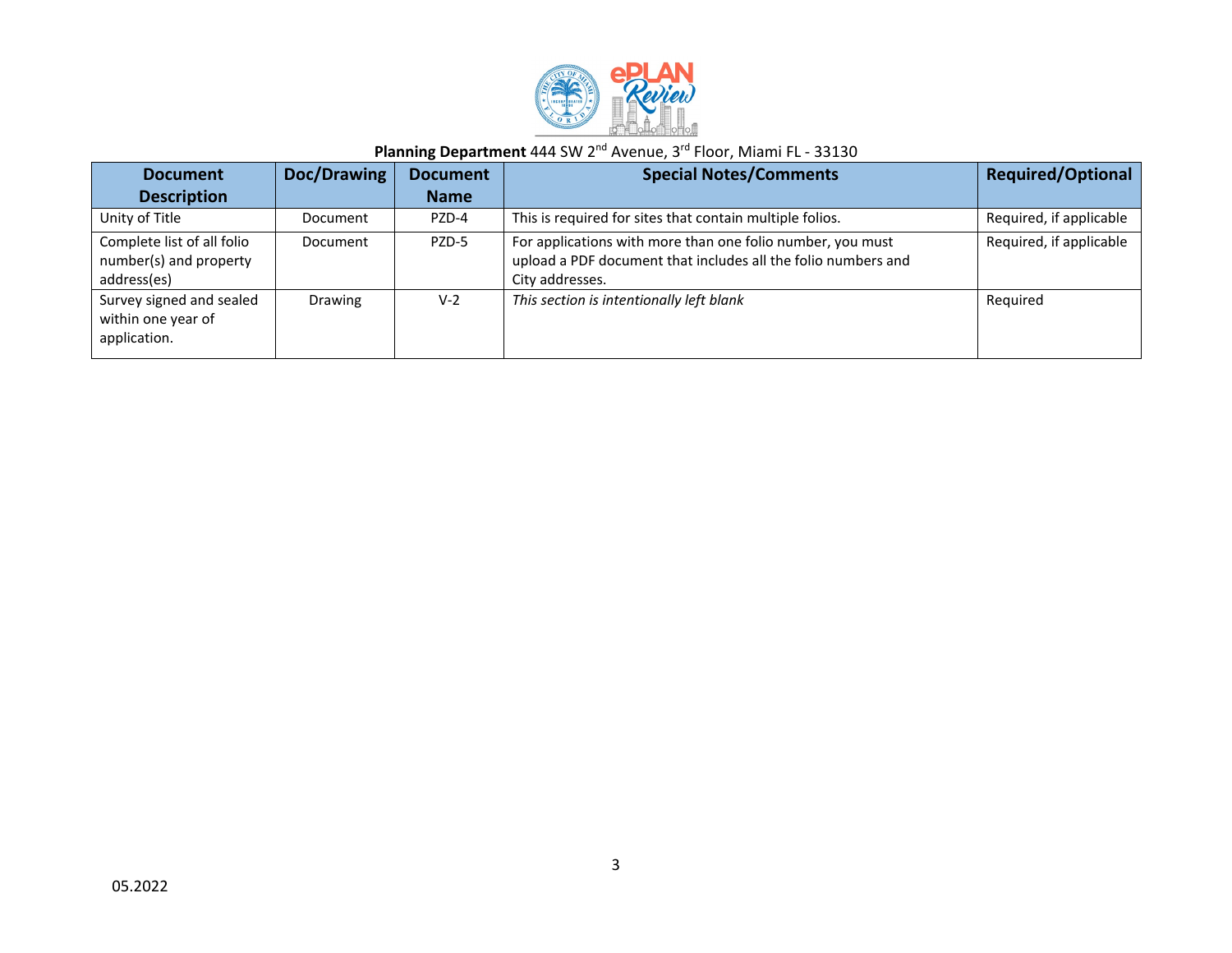**Planning Department** 444 SW 2nd Avenue, 3rd Floor, Miami FL - 33130

| Document Description | Doc/Drawing | Document Name | Special Notes/Comments | Required/Optional |
|---|---|---|---|---|
| Unity of Title | Document | PZD-4 | This is required for sites that contain multiple folios. | Required, if applicable |
| Complete list of all folio number(s) and property address(es) | Document | PZD-5 | For applications with more than one folio number, you must upload a PDF document that includes all the folio numbers and City addresses. | Required, if applicable |
| Survey signed and sealed within one year of application. | Drawing | V-2 | *This section is intentionally left blank* | Required |

05.2022